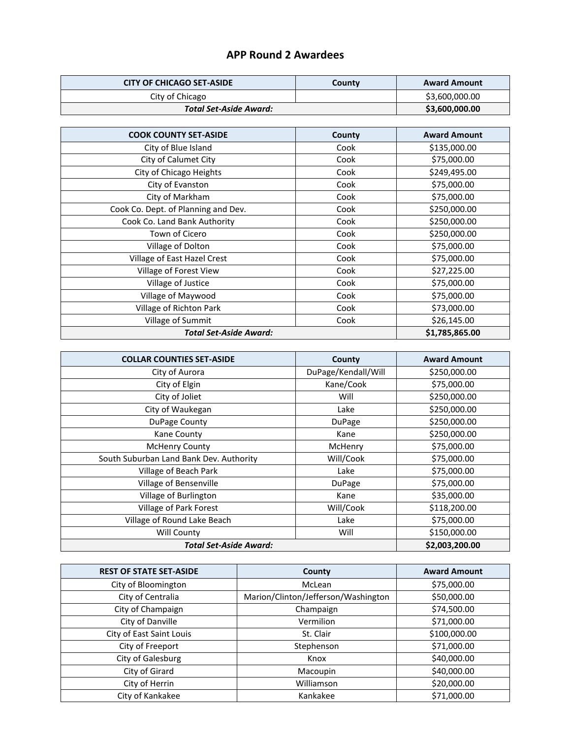# APP Round 2 Awardees

| CITY OF CHICAGO SET-ASIDE | County | Award Amount |
|---|---|---|
| City of Chicago | | $3,600,000.00 |
| ***Total Set-Aside Award:*** | | **$3,600,000.00** |

| COOK COUNTY SET-ASIDE | County | Award Amount |
|---|---|---|
| City of Blue Island | Cook | $135,000.00 |
| City of Calumet City | Cook | $75,000.00 |
| City of Chicago Heights | Cook | $249,495.00 |
| City of Evanston | Cook | $75,000.00 |
| City of Markham | Cook | $75,000.00 |
| Cook Co. Dept. of Planning and Dev. | Cook | $250,000.00 |
| Cook Co. Land Bank Authority | Cook | $250,000.00 |
| Town of Cicero | Cook | $250,000.00 |
| Village of Dolton | Cook | $75,000.00 |
| Village of East Hazel Crest | Cook | $75,000.00 |
| Village of Forest View | Cook | $27,225.00 |
| Village of Justice | Cook | $75,000.00 |
| Village of Maywood | Cook | $75,000.00 |
| Village of Richton Park | Cook | $73,000.00 |
| Village of Summit | Cook | $26,145.00 |
| ***Total Set-Aside Award:*** | | **$1,785,865.00** |

| COLLAR COUNTIES SET-ASIDE | County | Award Amount |
|---|---|---|
| City of Aurora | DuPage/Kendall/Will | $250,000.00 |
| City of Elgin | Kane/Cook | $75,000.00 |
| City of Joliet | Will | $250,000.00 |
| City of Waukegan | Lake | $250,000.00 |
| DuPage County | DuPage | $250,000.00 |
| Kane County | Kane | $250,000.00 |
| McHenry County | McHenry | $75,000.00 |
| South Suburban Land Bank Dev. Authority | Will/Cook | $75,000.00 |
| Village of Beach Park | Lake | $75,000.00 |
| Village of Bensenville | DuPage | $75,000.00 |
| Village of Burlington | Kane | $35,000.00 |
| Village of Park Forest | Will/Cook | $118,200.00 |
| Village of Round Lake Beach | Lake | $75,000.00 |
| Will County | Will | $150,000.00 |
| ***Total Set-Aside Award:*** | | **$2,003,200.00** |

| REST OF STATE SET-ASIDE | County | Award Amount |
|---|---|---|
| City of Bloomington | McLean | $75,000.00 |
| City of Centralia | Marion/Clinton/Jefferson/Washington | $50,000.00 |
| City of Champaign | Champaign | $74,500.00 |
| City of Danville | Vermilion | $71,000.00 |
| City of East Saint Louis | St. Clair | $100,000.00 |
| City of Freeport | Stephenson | $71,000.00 |
| City of Galesburg | Knox | $40,000.00 |
| City of Girard | Macoupin | $40,000.00 |
| City of Herrin | Williamson | $20,000.00 |
| City of Kankakee | Kankakee | $71,000.00 |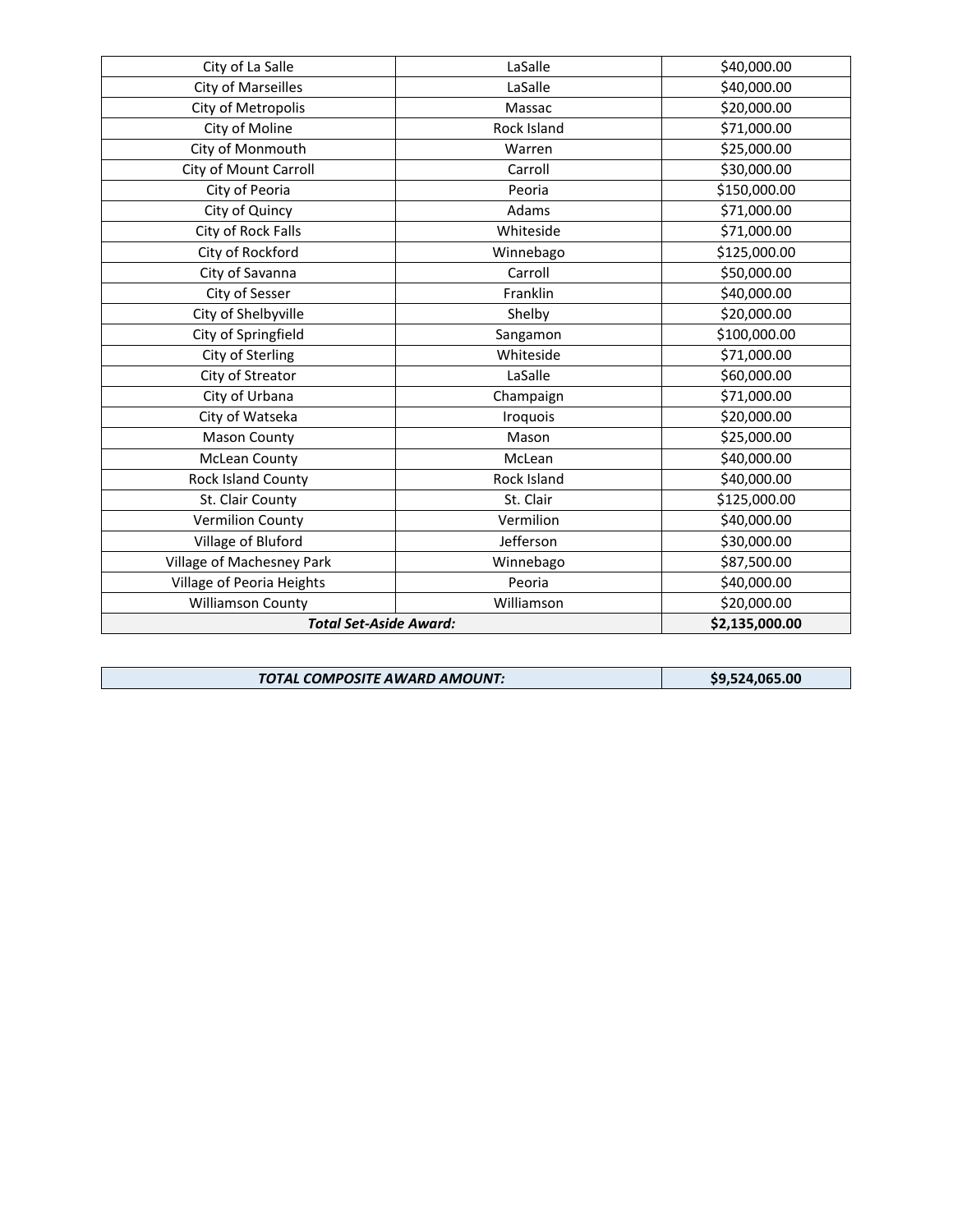| | | |
|---|---|---|
| City of La Salle | LaSalle | $40,000.00 |
| City of Marseilles | LaSalle | $40,000.00 |
| City of Metropolis | Massac | $20,000.00 |
| City of Moline | Rock Island | $71,000.00 |
| City of Monmouth | Warren | $25,000.00 |
| City of Mount Carroll | Carroll | $30,000.00 |
| City of Peoria | Peoria | $150,000.00 |
| City of Quincy | Adams | $71,000.00 |
| City of Rock Falls | Whiteside | $71,000.00 |
| City of Rockford | Winnebago | $125,000.00 |
| City of Savanna | Carroll | $50,000.00 |
| City of Sesser | Franklin | $40,000.00 |
| City of Shelbyville | Shelby | $20,000.00 |
| City of Springfield | Sangamon | $100,000.00 |
| City of Sterling | Whiteside | $71,000.00 |
| City of Streator | LaSalle | $60,000.00 |
| City of Urbana | Champaign | $71,000.00 |
| City of Watseka | Iroquois | $20,000.00 |
| Mason County | Mason | $25,000.00 |
| McLean County | McLean | $40,000.00 |
| Rock Island County | Rock Island | $40,000.00 |
| St. Clair County | St. Clair | $125,000.00 |
| Vermilion County | Vermilion | $40,000.00 |
| Village of Bluford | Jefferson | $30,000.00 |
| Village of Machesney Park | Winnebago | $87,500.00 |
| Village of Peoria Heights | Peoria | $40,000.00 |
| Williamson County | Williamson | $20,000.00 |
| ***Total Set-Aside Award:*** | | **$2,135,000.00** |

| | |
|---|---|
| ***TOTAL COMPOSITE AWARD AMOUNT:*** | **$9,524,065.00** |